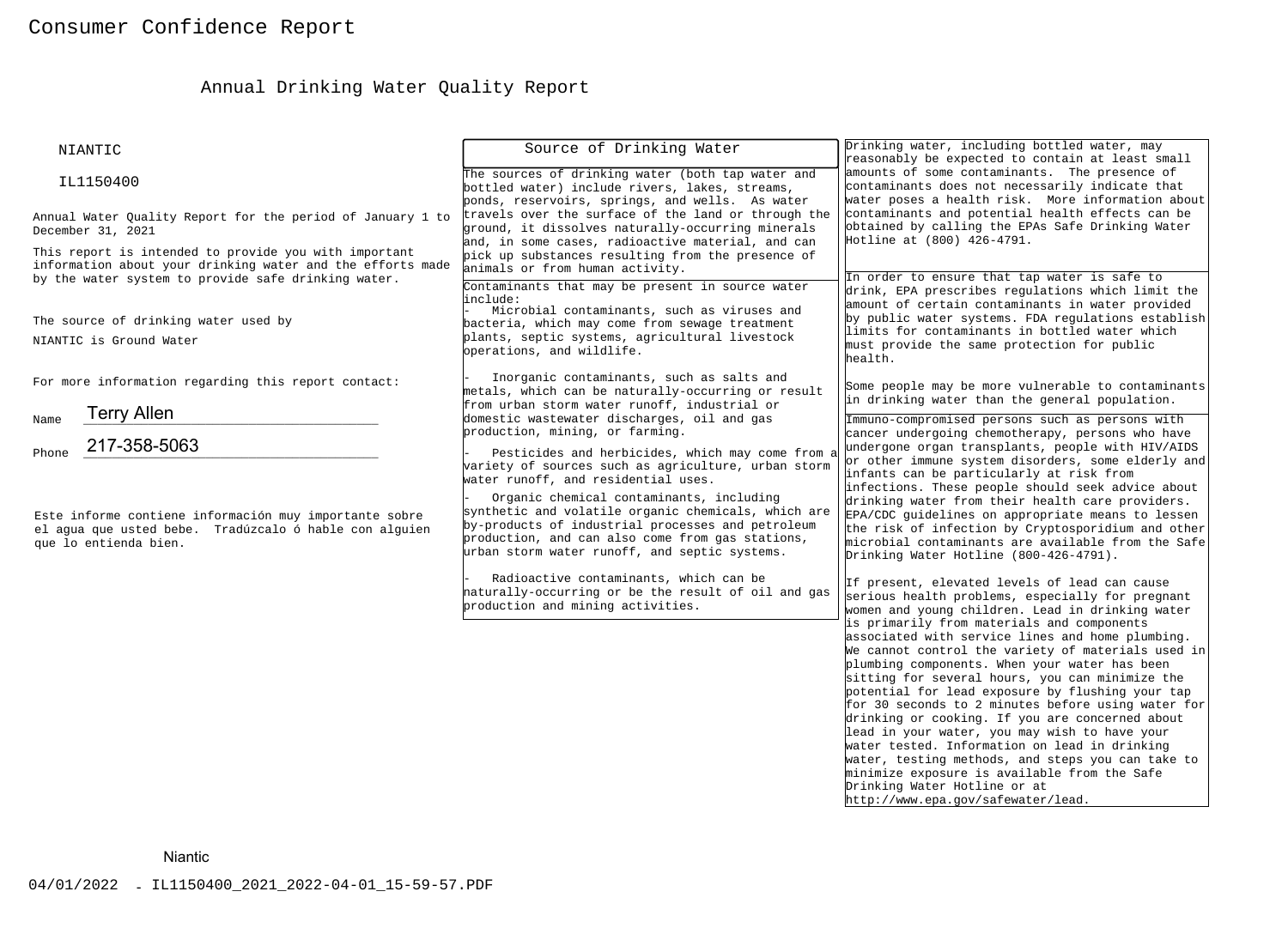# Consumer Confidence Report

## Annual Drinking Water Quality Report

NIANTIC

IL1150400

Annual Water Quality Report for the period of January 1 to December 31, 2021

This report is intended to provide you with important information about your drinking water and the efforts made by the water system to provide safe drinking water.

The source of drinking water used by NIANTIC is Ground Water

For more information regarding this report contact:

Name Terry Allen

Phone 217-358-5063

Este informe contiene información muy importante sobre el agua que usted bebe. Tradúzcalo ó hable con alguien que lo entienda bien.

### Source of Drinking Water

The sources of drinking water (both tap water and bottled water) include rivers, lakes, streams, ponds, reservoirs, springs, and wells. As water travels over the surface of the land or through the ground, it dissolves naturally-occurring minerals and, in some cases, radioactive material, and can pick up substances resulting from the presence of animals or from human activity.

Contaminants that may be present in source water include:

- Microbial contaminants, such as viruses and bacteria, which may come from sewage treatment plants, septic systems, agricultural livestock operations, and wildlife.
- Inorganic contaminants, such as salts and metals, which can be naturally-occurring or result from urban storm water runoff, industrial or domestic wastewater discharges, oil and gas production, mining, or farming.
- Pesticides and herbicides, which may come from a variety of sources such as agriculture, urban storm water runoff, and residential uses.
- Organic chemical contaminants, including synthetic and volatile organic chemicals, which are by-products of industrial processes and petroleum production, and can also come from gas stations, urban storm water runoff, and septic systems.
- Radioactive contaminants, which can be naturally-occurring or be the result of oil and gas production and mining activities.

Drinking water, including bottled water, may reasonably be expected to contain at least small amounts of some contaminants. The presence of contaminants does not necessarily indicate that water poses a health risk. More information about contaminants and potential health effects can be obtained by calling the EPAs Safe Drinking Water Hotline at (800) 426-4791.

In order to ensure that tap water is safe to drink, EPA prescribes regulations which limit the amount of certain contaminants in water provided by public water systems. FDA regulations establish limits for contaminants in bottled water which must provide the same protection for public health.

Some people may be more vulnerable to contaminants in drinking water than the general population. Immuno-compromised persons such as persons with cancer undergoing chemotherapy, persons who have undergone organ transplants, people with HIV/AIDS or other immune system disorders, some elderly and infants can be particularly at risk from infections. These people should seek advice about drinking water from their health care providers. EPA/CDC guidelines on appropriate means to lessen the risk of infection by Cryptosporidium and other microbial contaminants are available from the Safe Drinking Water Hotline (800-426-4791).

If present, elevated levels of lead can cause serious health problems, especially for pregnant women and young children. Lead in drinking water is primarily from materials and components associated with service lines and home plumbing. We cannot control the variety of materials used in plumbing components. When your water has been sitting for several hours, you can minimize the potential for lead exposure by flushing your tap for 30 seconds to 2 minutes before using water for drinking or cooking. If you are concerned about lead in your water, you may wish to have your water tested. Information on lead in drinking water, testing methods, and steps you can take to minimize exposure is available from the Safe Drinking Water Hotline or at http://www.epa.gov/safewater/lead.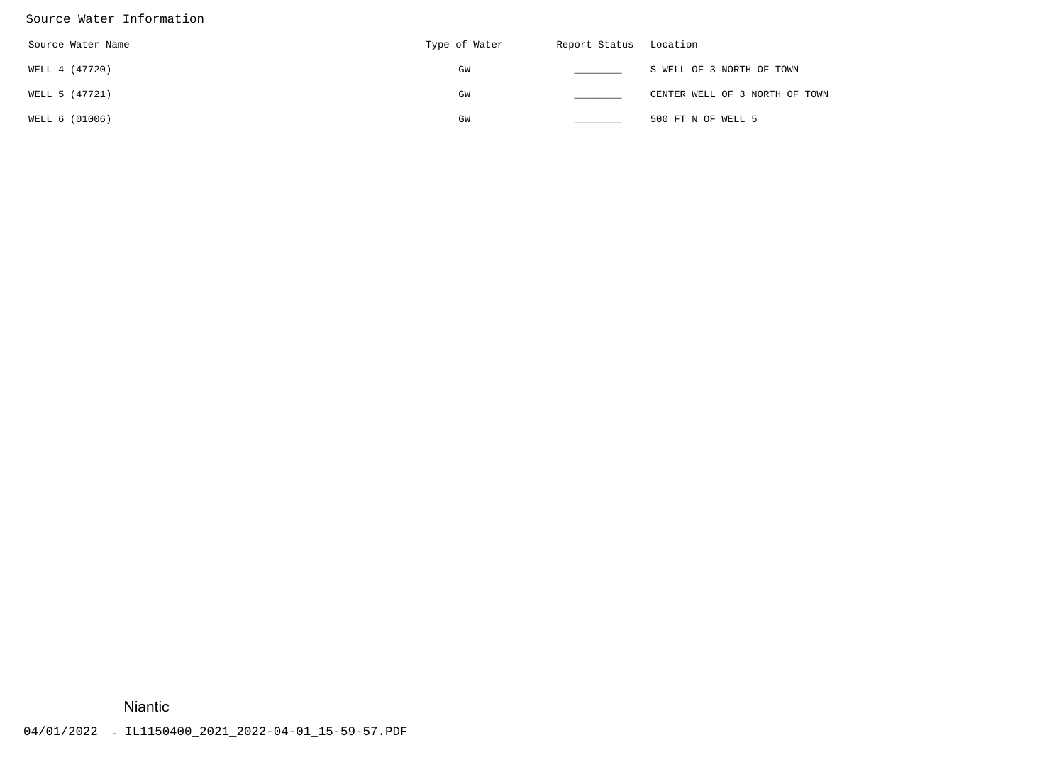## Source Water Information

| Source Water Name | Type of Water | Report Status | Location |
|---|---|---|---|
| WELL 4 (47720) | GW | ________ | S WELL OF 3 NORTH OF TOWN |
| WELL 5 (47721) | GW | ________ | CENTER WELL OF 3 NORTH OF TOWN |
| WELL 6 (01006) | GW | ________ | 500 FT N OF WELL 5 |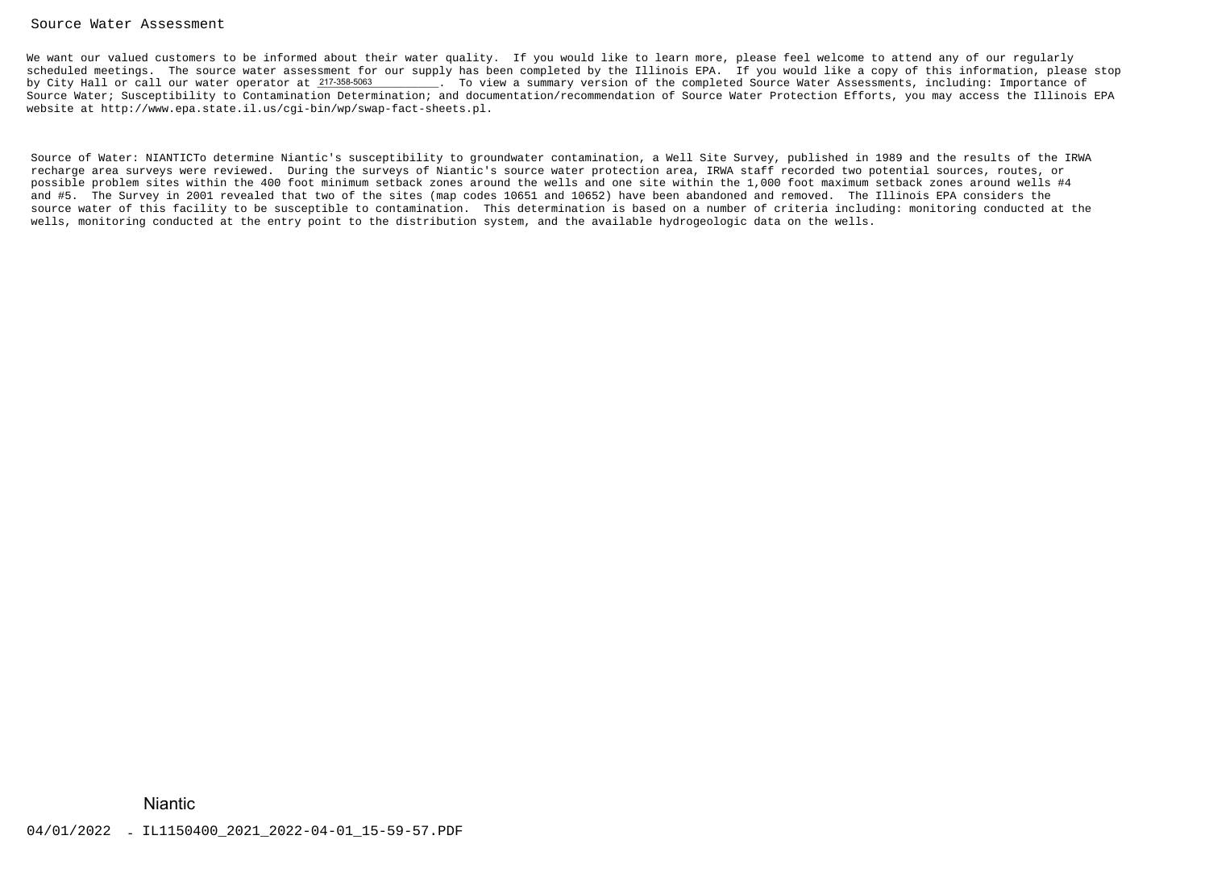## Source Water Assessment

We want our valued customers to be informed about their water quality. If you would like to learn more, please feel welcome to attend any of our regularly scheduled meetings. The source water assessment for our supply has been completed by the Illinois EPA. If you would like a copy of this information, please stop by City Hall or call our water operator at 217-358-5063. To view a summary version of the completed Source Water Assessments, including: Importance of Source Water; Susceptibility to Contamination Determination; and documentation/recommendation of Source Water Protection Efforts, you may access the Illinois EPA website at http://www.epa.state.il.us/cgi-bin/wp/swap-fact-sheets.pl.

Source of Water: NIANTICTo determine Niantic's susceptibility to groundwater contamination, a Well Site Survey, published in 1989 and the results of the IRWA recharge area surveys were reviewed. During the surveys of Niantic's source water protection area, IRWA staff recorded two potential sources, routes, or possible problem sites within the 400 foot minimum setback zones around the wells and one site within the 1,000 foot maximum setback zones around wells #4 and #5. The Survey in 2001 revealed that two of the sites (map codes 10651 and 10652) have been abandoned and removed. The Illinois EPA considers the source water of this facility to be susceptible to contamination. This determination is based on a number of criteria including: monitoring conducted at the wells, monitoring conducted at the entry point to the distribution system, and the available hydrogeologic data on the wells.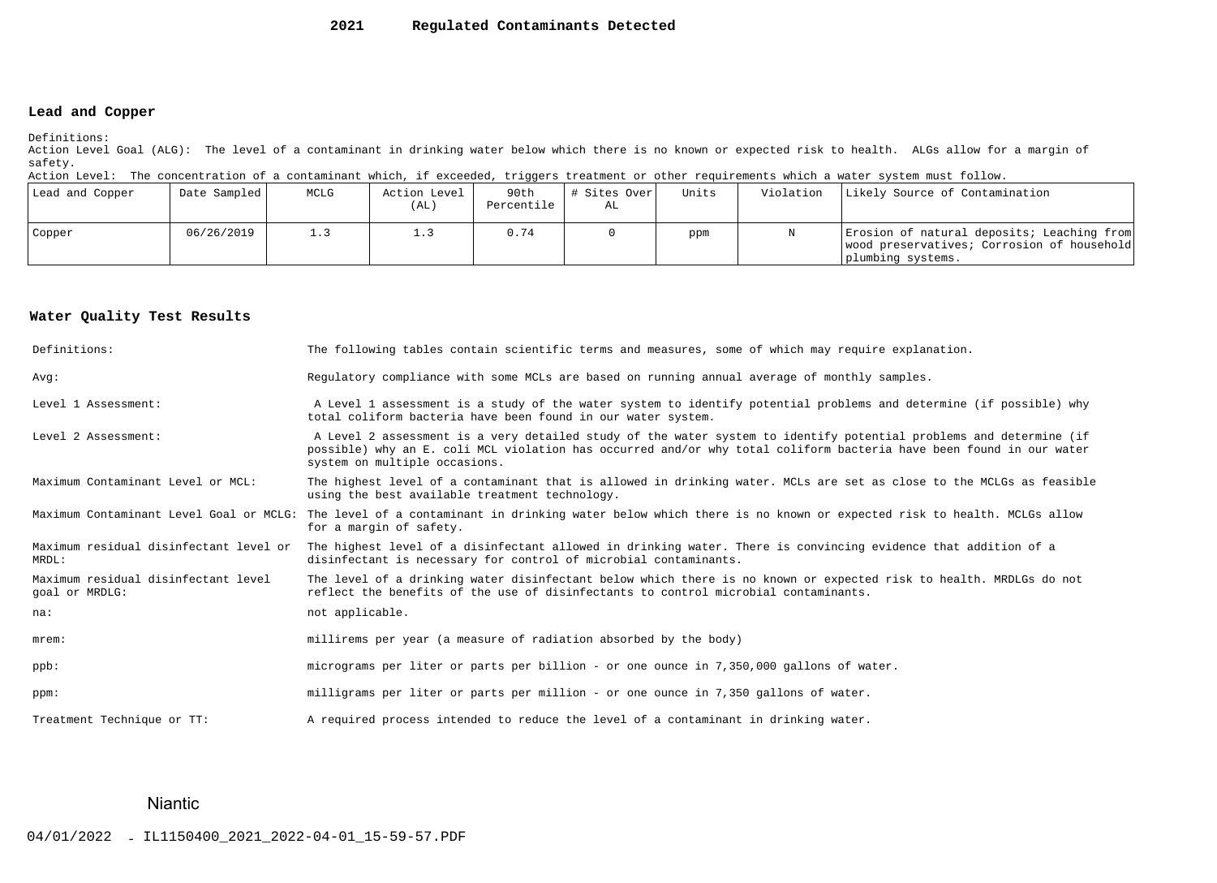# 2021 Regulated Contaminants Detected

## Lead and Copper

Definitions:
Action Level Goal (ALG): The level of a contaminant in drinking water below which there is no known or expected risk to health. ALGs allow for a margin of safety.
Action Level: The concentration of a contaminant which, if exceeded, triggers treatment or other requirements which a water system must follow.

| Lead and Copper | Date Sampled | MCLG | Action Level (AL) | 90th Percentile | # Sites Over AL | Units | Violation | Likely Source of Contamination |
|---|---|---|---|---|---|---|---|---|
| Copper | 06/26/2019 | 1.3 | 1.3 | 0.74 | 0 | ppm | N | Erosion of natural deposits; Leaching from wood preservatives; Corrosion of household plumbing systems. |

## Water Quality Test Results

| | |
|---|---|
| Definitions: | The following tables contain scientific terms and measures, some of which may require explanation. |
| Avg: | Regulatory compliance with some MCLs are based on running annual average of monthly samples. |
| Level 1 Assessment: | A Level 1 assessment is a study of the water system to identify potential problems and determine (if possible) why total coliform bacteria have been found in our water system. |
| Level 2 Assessment: | A Level 2 assessment is a very detailed study of the water system to identify potential problems and determine (if possible) why an E. coli MCL violation has occurred and/or why total coliform bacteria have been found in our water system on multiple occasions. |
| Maximum Contaminant Level or MCL: | The highest level of a contaminant that is allowed in drinking water. MCLs are set as close to the MCLGs as feasible using the best available treatment technology. |
| Maximum Contaminant Level Goal or MCLG: | The level of a contaminant in drinking water below which there is no known or expected risk to health. MCLGs allow for a margin of safety. |
| Maximum residual disinfectant level or MRDL: | The highest level of a disinfectant allowed in drinking water. There is convincing evidence that addition of a disinfectant is necessary for control of microbial contaminants. |
| Maximum residual disinfectant level goal or MRDLG: | The level of a drinking water disinfectant below which there is no known or expected risk to health. MRDLGs do not reflect the benefits of the use of disinfectants to control microbial contaminants. |
| na: | not applicable. |
| mrem: | millirems per year (a measure of radiation absorbed by the body) |
| ppb: | micrograms per liter or parts per billion - or one ounce in 7,350,000 gallons of water. |
| ppm: | milligrams per liter or parts per million - or one ounce in 7,350 gallons of water. |
| Treatment Technique or TT: | A required process intended to reduce the level of a contaminant in drinking water. |

Niantic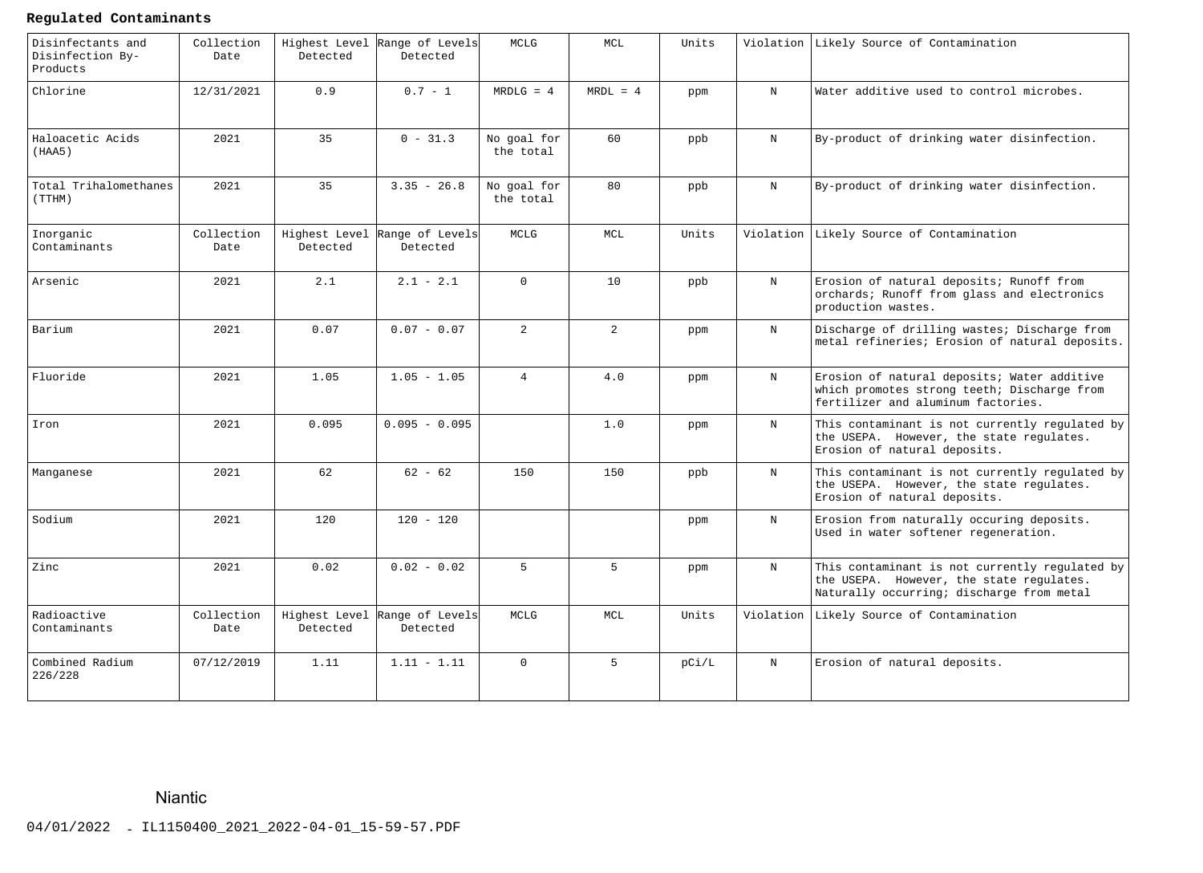**Regulated Contaminants**

| Disinfectants and Disinfection By-Products | Collection Date | Highest Level Detected | Range of Levels Detected | MCLG | MCL | Units | Violation | Likely Source of Contamination |
|---|---|---|---|---|---|---|---|---|
| Chlorine | 12/31/2021 | 0.9 | 0.7 - 1 | MRDLG = 4 | MRDL = 4 | ppm | N | Water additive used to control microbes. |
| Haloacetic Acids (HAA5) | 2021 | 35 | 0 - 31.3 | No goal for the total | 60 | ppb | N | By-product of drinking water disinfection. |
| Total Trihalomethanes (TTHM) | 2021 | 35 | 3.35 - 26.8 | No goal for the total | 80 | ppb | N | By-product of drinking water disinfection. |
| **Inorganic Contaminants** | **Collection Date** | **Highest Level Detected** | **Range of Levels Detected** | **MCLG** | **MCL** | **Units** | **Violation** | **Likely Source of Contamination** |
| Arsenic | 2021 | 2.1 | 2.1 - 2.1 | 0 | 10 | ppb | N | Erosion of natural deposits; Runoff from orchards; Runoff from glass and electronics production wastes. |
| Barium | 2021 | 0.07 | 0.07 - 0.07 | 2 | 2 | ppm | N | Discharge of drilling wastes; Discharge from metal refineries; Erosion of natural deposits. |
| Fluoride | 2021 | 1.05 | 1.05 - 1.05 | 4 | 4.0 | ppm | N | Erosion of natural deposits; Water additive which promotes strong teeth; Discharge from fertilizer and aluminum factories. |
| Iron | 2021 | 0.095 | 0.095 - 0.095 | | 1.0 | ppm | N | This contaminant is not currently regulated by the USEPA. However, the state regulates. Erosion of natural deposits. |
| Manganese | 2021 | 62 | 62 - 62 | 150 | 150 | ppb | N | This contaminant is not currently regulated by the USEPA. However, the state regulates. Erosion of natural deposits. |
| Sodium | 2021 | 120 | 120 - 120 | | | ppm | N | Erosion from naturally occuring deposits. Used in water softener regeneration. |
| Zinc | 2021 | 0.02 | 0.02 - 0.02 | 5 | 5 | ppm | N | This contaminant is not currently regulated by the USEPA. However, the state regulates. Naturally occurring; discharge from metal |
| **Radioactive Contaminants** | **Collection Date** | **Highest Level Detected** | **Range of Levels Detected** | **MCLG** | **MCL** | **Units** | **Violation** | **Likely Source of Contamination** |
| Combined Radium 226/228 | 07/12/2019 | 1.11 | 1.11 - 1.11 | 0 | 5 | pCi/L | N | Erosion of natural deposits. |

Niantic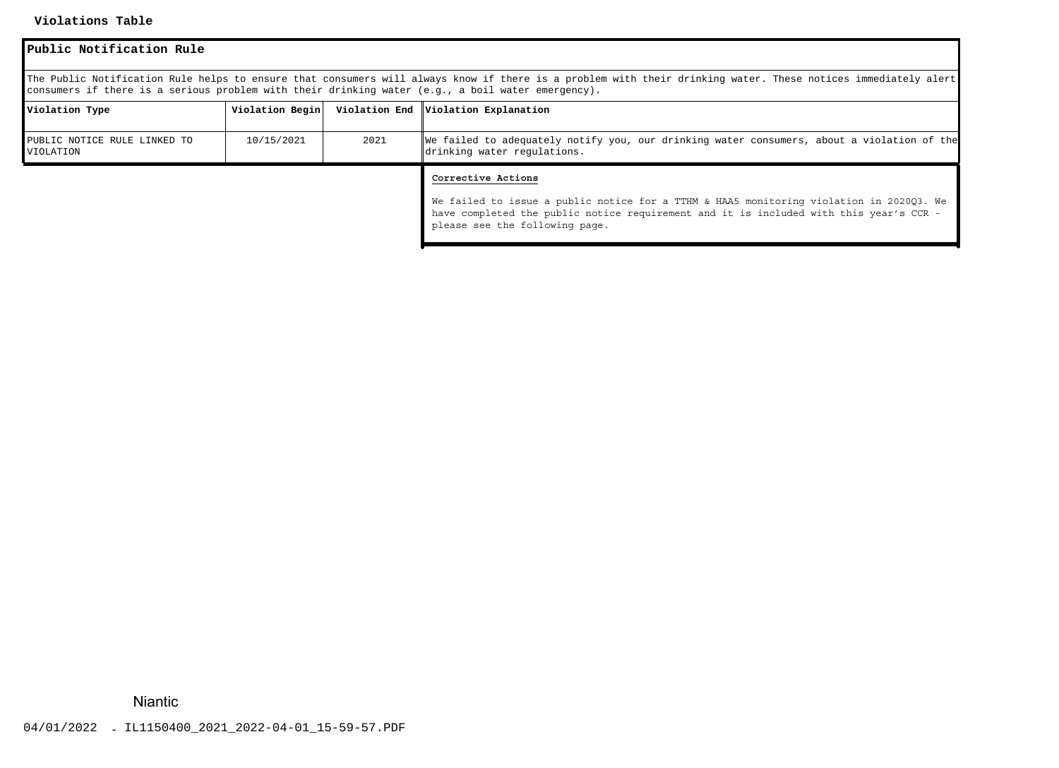**Violations Table**

**Public Notification Rule**

The Public Notification Rule helps to ensure that consumers will always know if there is a problem with their drinking water. These notices immediately alert consumers if there is a serious problem with their drinking water (e.g., a boil water emergency).

| Violation Type | Violation Begin | Violation End | Violation Explanation |
|---|---|---|---|
| PUBLIC NOTICE RULE LINKED TO VIOLATION | 10/15/2021 | 2021 | We failed to adequately notify you, our drinking water consumers, about a violation of the drinking water regulations. |

**Corrective Actions**

We failed to issue a public notice for a TTHM & HAA5 monitoring violation in 2020Q3. We have completed the public notice requirement and it is included with this year's CCR - please see the following page.

Niantic

04/01/2022 - IL1150400_2021_2022-04-01_15-59-57.PDF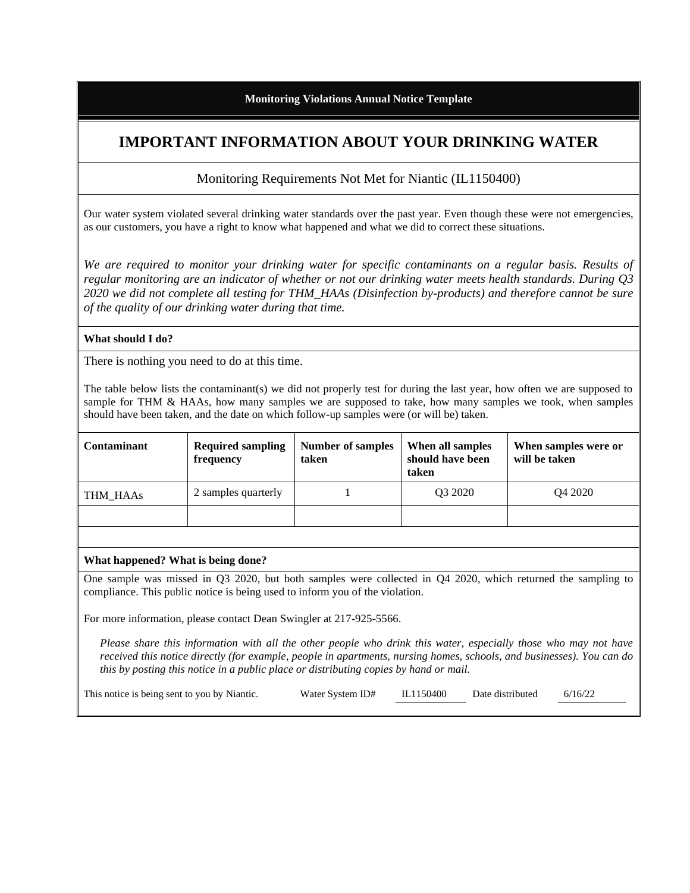**Monitoring Violations Annual Notice Template**

# IMPORTANT INFORMATION ABOUT YOUR DRINKING WATER

Monitoring Requirements Not Met for Niantic (IL1150400)

Our water system violated several drinking water standards over the past year. Even though these were not emergencies, as our customers, you have a right to know what happened and what we did to correct these situations.

*We are required to monitor your drinking water for specific contaminants on a regular basis. Results of regular monitoring are an indicator of whether or not our drinking water meets health standards. During Q3 2020 we did not complete all testing for THM_HAAs (Disinfection by-products) and therefore cannot be sure of the quality of our drinking water during that time.*

**What should I do?**

There is nothing you need to do at this time.

The table below lists the contaminant(s) we did not properly test for during the last year, how often we are supposed to sample for THM & HAAs, how many samples we are supposed to take, how many samples we took, when samples should have been taken, and the date on which follow-up samples were (or will be) taken.

| **Contaminant** | **Required sampling frequency** | **Number of samples taken** | **When all samples should have been taken** | **When samples were or will be taken** |
|---|---|---|---|---|
| THM_HAAs | 2 samples quarterly | 1 | Q3 2020 | Q4 2020 |
| | | | | |

**What happened? What is being done?**

One sample was missed in Q3 2020, but both samples were collected in Q4 2020, which returned the sampling to compliance. This public notice is being used to inform you of the violation.

For more information, please contact Dean Swingler at 217-925-5566.

*Please share this information with all the other people who drink this water, especially those who may not have received this notice directly (for example, people in apartments, nursing homes, schools, and businesses). You can do this by posting this notice in a public place or distributing copies by hand or mail.*

This notice is being sent to you by Niantic. Water System ID# IL1150400 Date distributed 6/16/22